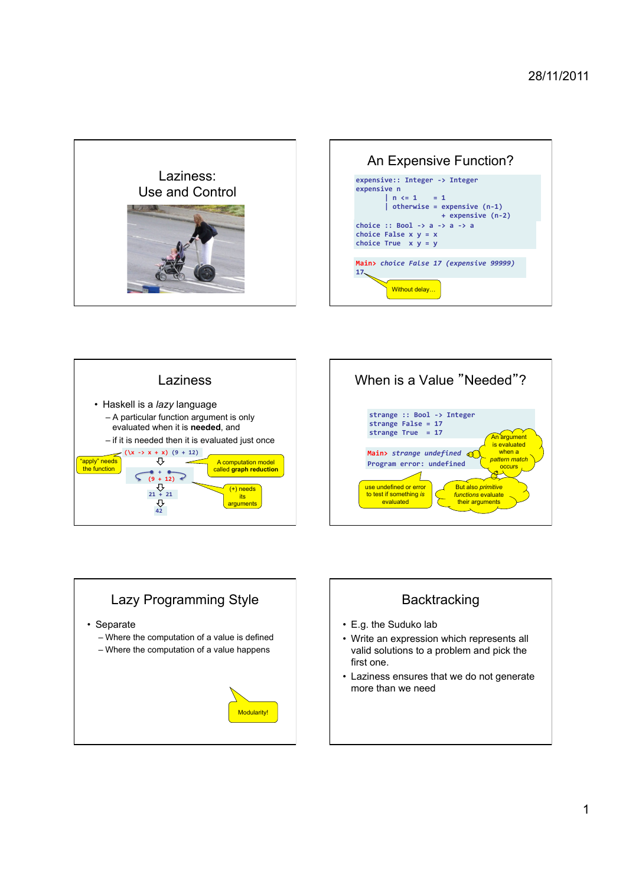## Laziness: Use and Control

## An Expensive Function?

```
expensive:: Integer -> Integer
expensive n
       | n <= 1    = 1
       | otherwise = expensive (n-1)
                   + expensive (n-2)
choice :: Bool -> a -> a -> a
choice False x y = x
choice True  x y = y
```

```
Main> choice False 17 (expensive 99999)
17
```

Without delay…

## Laziness

- Haskell is a *lazy* language
  - A particular function argument is only evaluated when it is **needed**, and
  - if it is needed then it is evaluated just once

```
(\x -> x + x) (9 + 12)
        ⇩
   + (9 + 12)
        ⇩
     21 + 21
        ⇩
       42
```

"apply" needs the function

A computation model called **graph reduction**

(+) needs its arguments

## When is a Value "Needed"?

```
strange :: Bool -> Integer
strange False = 17
strange True  = 17
```

```
Main> strange undefined
Program error: undefined
```

An argument is evaluated when a *pattern match* occurs

use undefined or error to test if something *is* evaluated

But also *primitive functions* evaluate their arguments

## Lazy Programming Style

- Separate
  - Where the computation of a value is defined
  - Where the computation of a value happens

Modularity!

## Backtracking

- E.g. the Suduko lab
- Write an expression which represents all valid solutions to a problem and pick the first one.
- Laziness ensures that we do not generate more than we need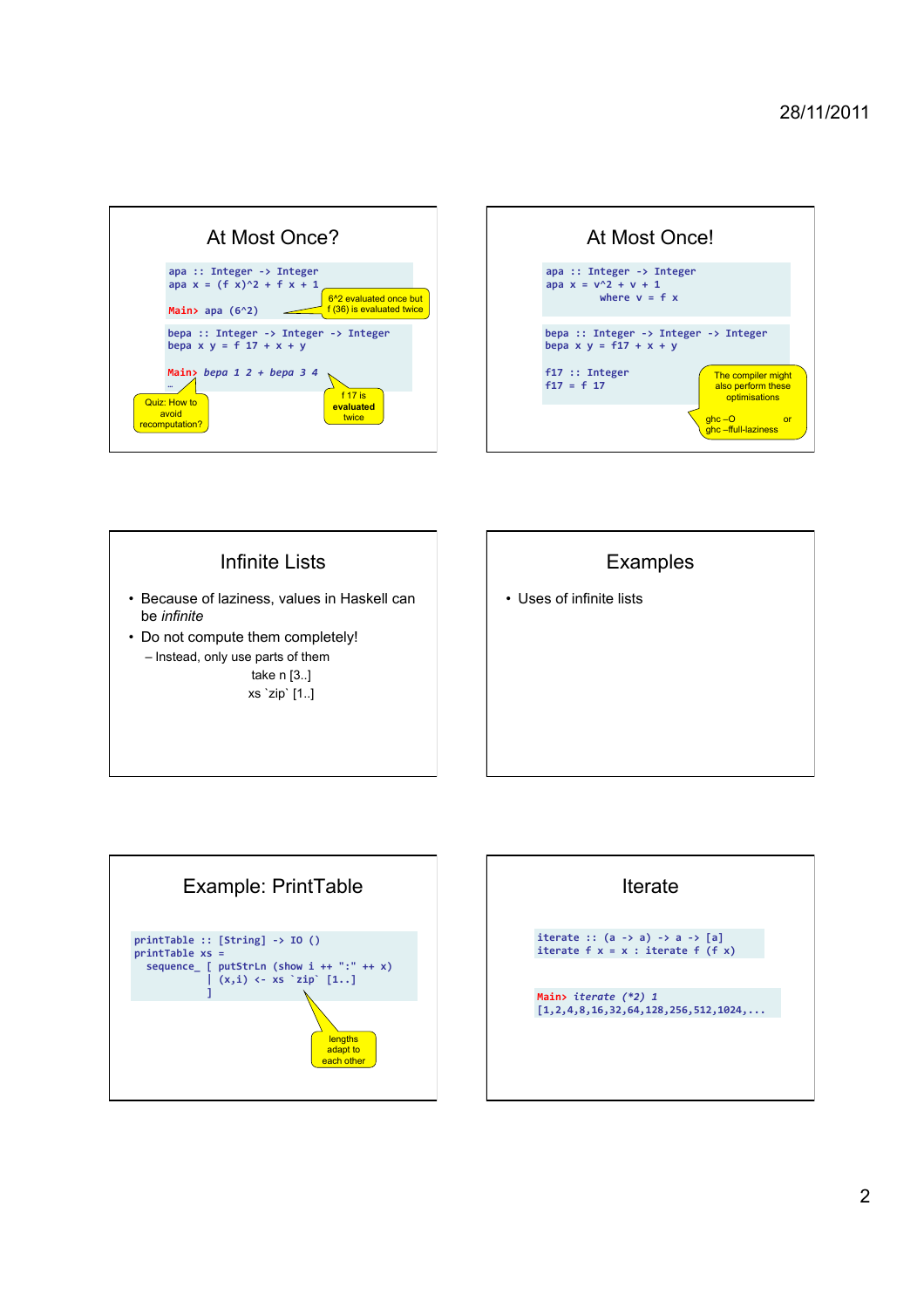## At Most Once?

```haskell
apa :: Integer -> Integer
apa x = (f x)^2 + f x + 1

Main> apa (6^2)
```

6^2 evaluated once but f (36) is evaluated twice

```haskell
bepa :: Integer -> Integer -> Integer
bepa x y = f 17 + x + y

Main> bepa 1 2 + bepa 3 4
…
```

f 17 is **evaluated** twice

Quiz: How to avoid recomputation?

## At Most Once!

```haskell
apa :: Integer -> Integer
apa x = v^2 + v + 1
        where v = f x
```

```haskell
bepa :: Integer -> Integer -> Integer
bepa x y = f17 + x + y

f17 :: Integer
f17 = f 17
```

The compiler might also perform these optimisations

ghc –O or
ghc –ffull-laziness

## Infinite Lists

- Because of laziness, values in Haskell can be *infinite*
- Do not compute them completely!
  - Instead, only use parts of them

    take n [3..]

    xs `zip` [1..]

## Examples

- Uses of infinite lists

## Example: PrintTable

```haskell
printTable :: [String] -> IO ()
printTable xs =
  sequence_ [ putStrLn (show i ++ ":" ++ x)
            | (x,i) <- xs `zip` [1..]
            ]
```

lengths adapt to each other

## Iterate

```haskell
iterate :: (a -> a) -> a -> [a]
iterate f x = x : iterate f (f x)
```

```
Main> iterate (*2) 1
[1,2,4,8,16,32,64,128,256,512,1024,...
```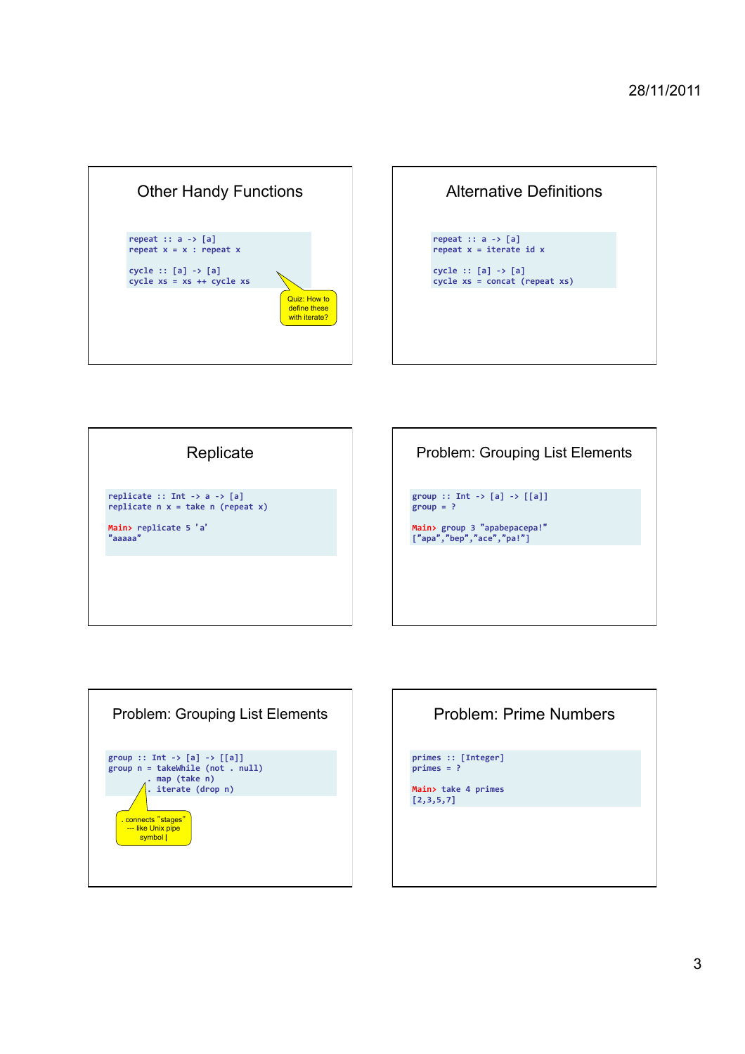## Other Handy Functions

```
repeat :: a -> [a]
repeat x = x : repeat x

cycle :: [a] -> [a]
cycle xs = xs ++ cycle xs
```

Quiz: How to define these with iterate?

## Alternative Definitions

```
repeat :: a -> [a]
repeat x = iterate id x

cycle :: [a] -> [a]
cycle xs = concat (repeat xs)
```

## Replicate

```
replicate :: Int -> a -> [a]
replicate n x = take n (repeat x)

Main> replicate 5 'a'
"aaaaa"
```

## Problem: Grouping List Elements

```
group :: Int -> [a] -> [[a]]
group = ?

Main> group 3 "apabepacepa!"
["apa","bep","ace","pa!"]
```

## Problem: Grouping List Elements

```
group :: Int -> [a] -> [[a]]
group n = takeWhile (not . null)
        . map (take n)
        . iterate (drop n)
```

. connects "stages" --- like Unix pipe symbol |

## Problem: Prime Numbers

```
primes :: [Integer]
primes = ?

Main> take 4 primes
[2,3,5,7]
```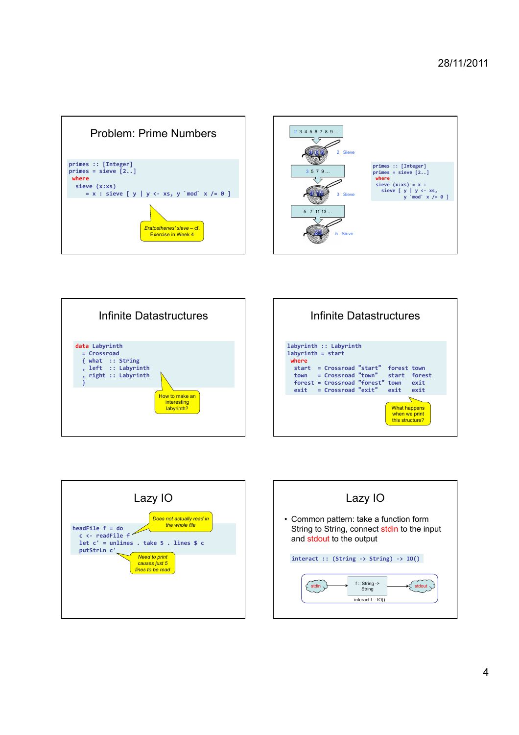## Problem: Prime Numbers

```
primes :: [Integer]
primes = sieve [2..]
 where
  sieve (x:xs)
     = x : sieve [ y | y <- xs, y `mod` x /= 0 ]
```

*Eratosthenes' sieve – cf. Exercise in Week 4*

2 3 4 5 6 7 8 9 …

2 Sieve

3 5 7 9 …

3 Sieve

5 7 11 13 …

5 Sieve

```
primes :: [Integer]
primes = sieve [2..]
 where
  sieve (x:xs) = x :
    sieve [ y | y <- xs,
          y `mod` x /= 0 ]
```

## Infinite Datastructures

```
data Labyrinth
  = Crossroad
  { what  :: String
  , left  :: Labyrinth
  , right :: Labyrinth
  }
```

How to make an interesting labyrinth?

## Infinite Datastructures

```
labyrinth :: Labyrinth
labyrinth = start
 where
  start  = Crossroad "start"  forest town
  town   = Crossroad "town"   start  forest
  forest = Crossroad "forest" town   exit
  exit   = Crossroad "exit"   exit   exit
```

What happens when we print this structure?

## Lazy IO

```
headFile f = do
  c <- readFile f
  let c' = unlines . take 5 . lines $ c
  putStrLn c'
```

*Does not actually read in the whole file*

*Need to print causes just 5 lines to be read*

## Lazy IO

- Common pattern: take a function form String to String, connect stdin to the input and stdout to the output

```
interact :: (String -> String) -> IO()
```

stdin → f :: String -> String → stdout

interact f :: IO()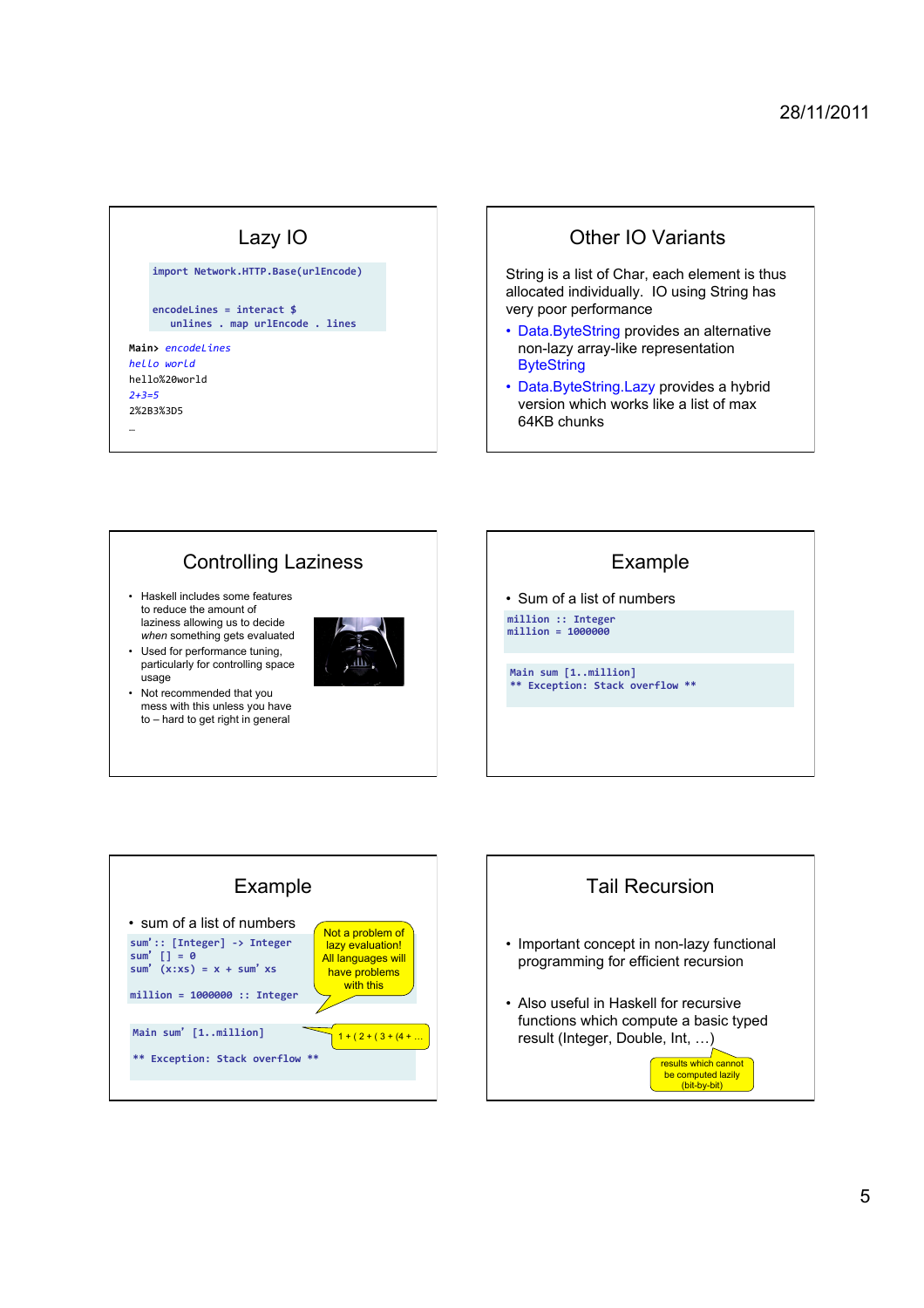## Lazy IO

```
import Network.HTTP.Base(urlEncode)

encodeLines = interact $
    unlines . map urlEncode . lines
```

```
Main> encodeLines
hello world
hello%20world
2+3=5
2%2B3%3D5
…
```

## Other IO Variants

String is a list of Char, each element is thus allocated individually. IO using String has very poor performance

- Data.ByteString provides an alternative non-lazy array-like representation ByteString
- Data.ByteString.Lazy provides a hybrid version which works like a list of max 64KB chunks

## Controlling Laziness

- Haskell includes some features to reduce the amount of laziness allowing us to decide *when* something gets evaluated
- Used for performance tuning, particularly for controlling space usage
- Not recommended that you mess with this unless you have to – hard to get right in general

## Example

- Sum of a list of numbers

```
million :: Integer
million = 1000000
```

```
Main sum [1..million]
** Exception: Stack overflow **
```

## Example

- sum of a list of numbers

```
sum' :: [Integer] -> Integer
sum' [] = 0
sum' (x:xs) = x + sum' xs

million = 1000000 :: Integer
```

Not a problem of lazy evaluation! All languages will have problems with this

```
Main sum' [1..million]

** Exception: Stack overflow **
```

1 + ( 2 + ( 3 + (4 + …

## Tail Recursion

- Important concept in non-lazy functional programming for efficient recursion
- Also useful in Haskell for recursive functions which compute a basic typed result (Integer, Double, Int, …)

results which cannot be computed lazily (bit-by-bit)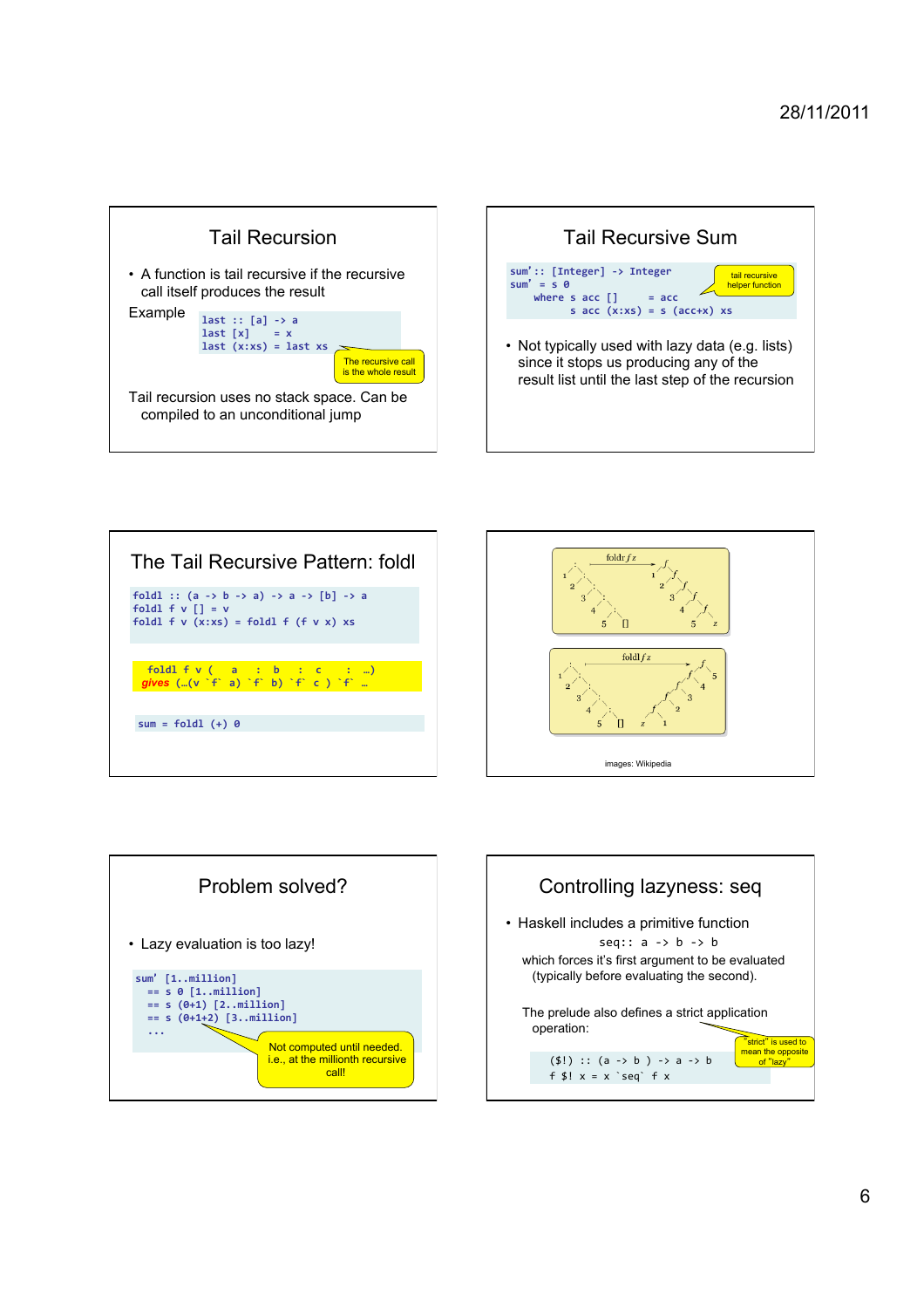## Tail Recursion

- A function is tail recursive if the recursive call itself produces the result

Example

```
last :: [a] -> a
last [x]    = x
last (x:xs) = last xs
```

The recursive call is the whole result

Tail recursion uses no stack space. Can be compiled to an unconditional jump

## Tail Recursive Sum

```
sum’:: [Integer] -> Integer
sum’ = s 0
   where s acc []     = acc
         s acc (x:xs) = s (acc+x) xs
```

tail recursive helper function

- Not typically used with lazy data (e.g. lists) since it stops us producing any of the result list until the last step of the recursion

## The Tail Recursive Pattern: foldl

```
foldl :: (a -> b -> a) -> a -> [b] -> a
foldl f v [] = v
foldl f v (x:xs) = foldl f (f v x) xs
```

```
foldl f v (   a   :  b   :  c   :  …)
gives (…(v `f` a) `f` b) `f` c ) `f` …
```

```
sum = foldl (+) 0
```

foldr *f z*

foldl *f z*

images: Wikipedia

## Problem solved?

- Lazy evaluation is too lazy!

```
sum’ [1..million]
  == s 0 [1..million]
  == s (0+1) [2..million]
  == s (0+1+2) [3..million]
  …
```

Not computed until needed. i.e., at the millionth recursive call!

## Controlling lazyness: seq

- Haskell includes a primitive function

```
seq:: a -> b -> b
```

which forces it’s first argument to be evaluated (typically before evaluating the second).

The prelude also defines a strict application operation:

```
($!) :: (a -> b ) -> a -> b
f $! x = x `seq` f x
```

“strict” is used to mean the opposite of “lazy”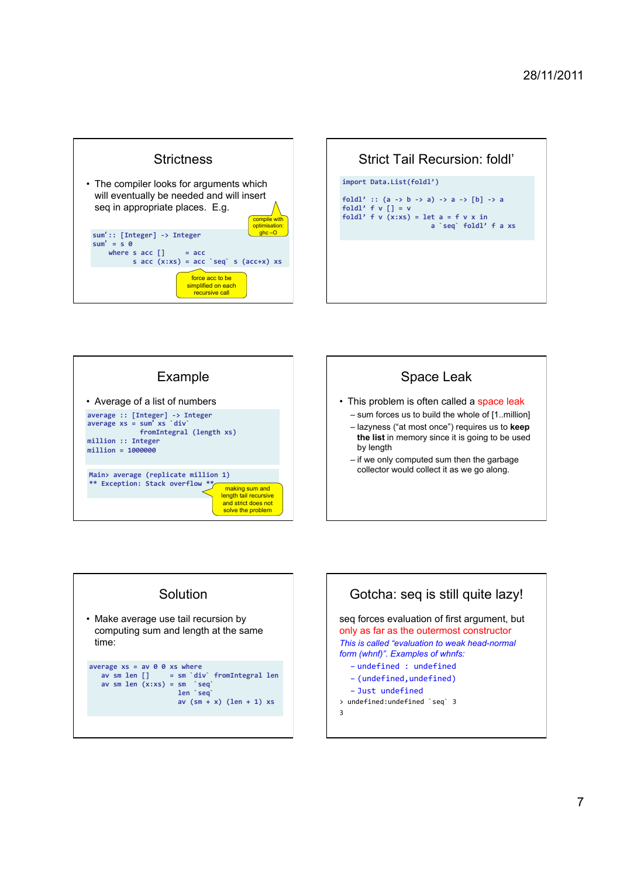## Strictness

- The compiler looks for arguments which will eventually be needed and will insert seq in appropriate places. E.g.

```
sum' :: [Integer] -> Integer
sum' = s 0
    where s acc []      = acc
          s acc (x:xs) = acc `seq` s (acc+x) xs
```

compile with optimisation: ghc –O

force acc to be simplified on each recursive call

## Strict Tail Recursion: foldl'

```
import Data.List(foldl')

foldl' :: (a -> b -> a) -> a -> [b] -> a
foldl' f v [] = v
foldl' f v (x:xs) = let a = f v x in
                    a `seq` foldl' f a xs
```

## Example

- Average of a list of numbers

```
average :: [Integer] -> Integer
average xs = sum' xs `div`
             fromIntegral (length xs)
million :: Integer
million = 1000000
```

```
Main> average (replicate million 1)
** Exception: Stack overflow **
```

making sum and length tail recursive and strict does not solve the problem

## Space Leak

- This problem is often called a space leak
  - sum forces us to build the whole of [1..million]
  - lazyness ("at most once") requires us to **keep the list** in memory since it is going to be used by length
  - if we only computed sum then the garbage collector would collect it as we go along.

## Solution

- Make average use tail recursion by computing sum and length at the same time:

```
average xs = av 0 0 xs where
   av sm len []      = sm `div` fromIntegral len
   av sm len (x:xs) = sm `seq`
                      len `seq`
                      av (sm + x) (len + 1) xs
```

## Gotcha: seq is still quite lazy!

seq forces evaluation of first argument, but only as far as the outermost constructor

*This is called "evaluation to weak head-normal form (whnf)". Examples of whnfs:*

- `undefined : undefined`
- `(undefined,undefined)`
- `Just undefined`

```
> undefined:undefined `seq` 3
3
```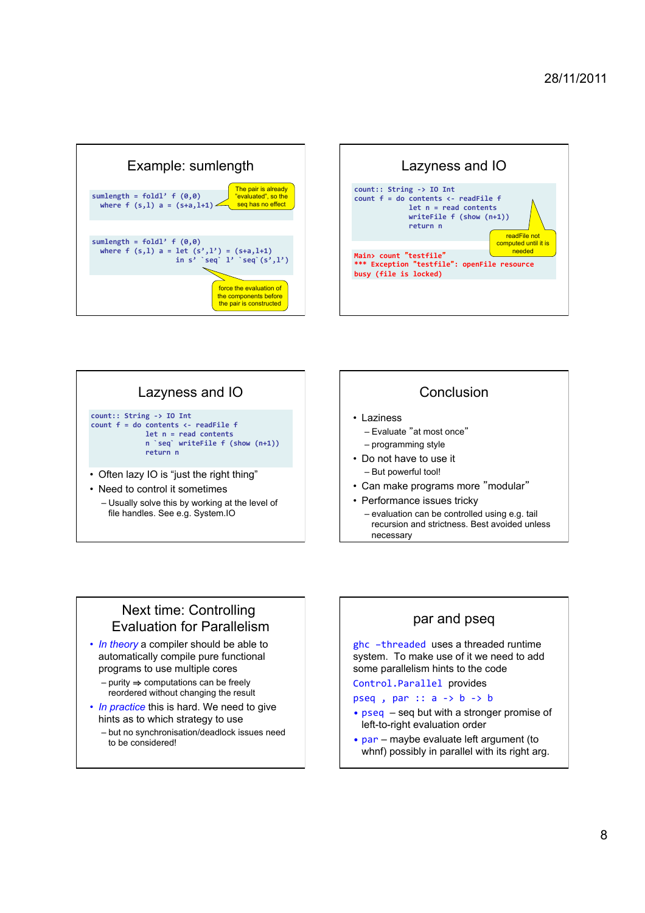## Example: sumlength

```
sumlength = foldl' f (0,0)
  where f (s,l) a = (s+a,l+1)
```

The pair is already "evaluated", so the seq has no effect

```
sumlength = foldl' f (0,0)
  where f (s,l) a = let (s',l') = (s+a,l+1)
                    in s' `seq` l' `seq`(s',l')
```

force the evaluation of the components before the pair is constructed

## Lazyness and IO

```
count:: String -> IO Int
count f = do contents <- readFile f
             let n = read contents
             writeFile f (show (n+1))
             return n
```

readFile not computed until it is needed

```
Main> count "testfile"
*** Exception "testfile": openFile resource busy (file is locked)
```

## Lazyness and IO

```
count:: String -> IO Int
count f = do contents <- readFile f
             let n = read contents
             n `seq` writeFile f (show (n+1))
             return n
```

- Often lazy IO is "just the right thing"
- Need to control it sometimes
  - Usually solve this by working at the level of file handles. See e.g. System.IO

## Conclusion

- Laziness
  - Evaluate "at most once"
  - programming style
- Do not have to use it
  - But powerful tool!
- Can make programs more "modular"
- Performance issues tricky
  - evaluation can be controlled using e.g. tail recursion and strictness. Best avoided unless necessary

## Next time: Controlling Evaluation for Parallelism

- *In theory* a compiler should be able to automatically compile pure functional programs to use multiple cores
  - purity ⇒ computations can be freely reordered without changing the result
- *In practice* this is hard. We need to give hints as to which strategy to use
  - but no synchronisation/deadlock issues need to be considered!

## par and pseq

`ghc -threaded` uses a threaded runtime system. To make use of it we need to add some parallelism hints to the code

`Control.Parallel` provides

`pseq , par :: a -> b -> b`

- `pseq` – seq but with a stronger promise of left-to-right evaluation order
- `par` – maybe evaluate left argument (to whnf) possibly in parallel with its right arg.